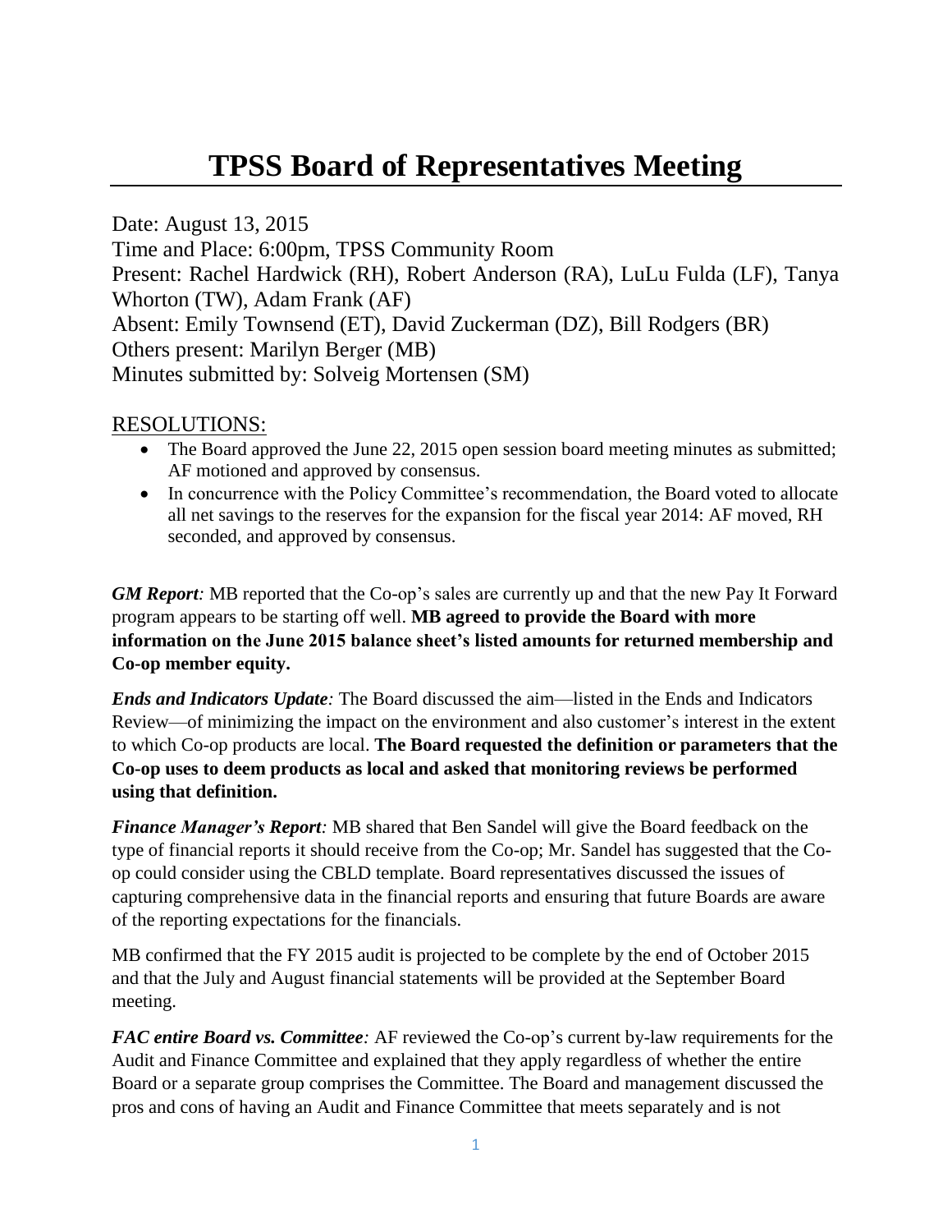# TPSS Board of Representatives Meeting

Date: August 13, 2015
Time and Place: 6:00pm, TPSS Community Room
Present: Rachel Hardwick (RH), Robert Anderson (RA), LuLu Fulda (LF), Tanya Whorton (TW), Adam Frank (AF)
Absent: Emily Townsend (ET), David Zuckerman (DZ), Bill Rodgers (BR)
Others present: Marilyn Berger (MB)
Minutes submitted by: Solveig Mortensen (SM)

## RESOLUTIONS:

- The Board approved the June 22, 2015 open session board meeting minutes as submitted; AF motioned and approved by consensus.
- In concurrence with the Policy Committee's recommendation, the Board voted to allocate all net savings to the reserves for the expansion for the fiscal year 2014: AF moved, RH seconded, and approved by consensus.

***GM Report:*** MB reported that the Co-op's sales are currently up and that the new Pay It Forward program appears to be starting off well. **MB agreed to provide the Board with more information on the June 2015 balance sheet's listed amounts for returned membership and Co-op member equity.**

***Ends and Indicators Update:*** The Board discussed the aim—listed in the Ends and Indicators Review—of minimizing the impact on the environment and also customer's interest in the extent to which Co-op products are local. **The Board requested the definition or parameters that the Co-op uses to deem products as local and asked that monitoring reviews be performed using that definition.**

***Finance Manager's Report:*** MB shared that Ben Sandel will give the Board feedback on the type of financial reports it should receive from the Co-op; Mr. Sandel has suggested that the Co-op could consider using the CBLD template. Board representatives discussed the issues of capturing comprehensive data in the financial reports and ensuring that future Boards are aware of the reporting expectations for the financials.

MB confirmed that the FY 2015 audit is projected to be complete by the end of October 2015 and that the July and August financial statements will be provided at the September Board meeting.

***FAC entire Board vs. Committee:*** AF reviewed the Co-op's current by-law requirements for the Audit and Finance Committee and explained that they apply regardless of whether the entire Board or a separate group comprises the Committee. The Board and management discussed the pros and cons of having an Audit and Finance Committee that meets separately and is not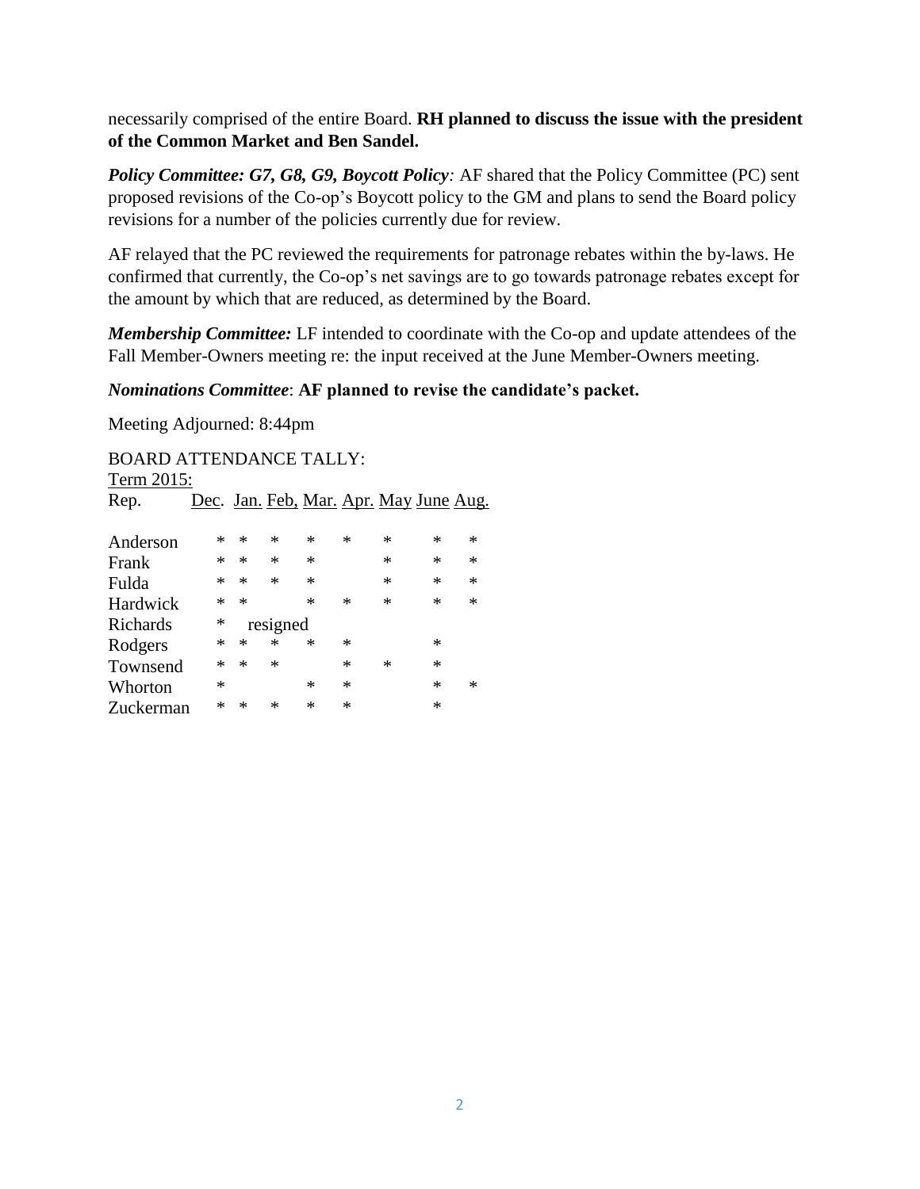necessarily comprised of the entire Board. **RH planned to discuss the issue with the president of the Common Market and Ben Sandel.**

***Policy Committee: G7, G8, G9, Boycott Policy****:* AF shared that the Policy Committee (PC) sent proposed revisions of the Co-op's Boycott policy to the GM and plans to send the Board policy revisions for a number of the policies currently due for review.

AF relayed that the PC reviewed the requirements for patronage rebates within the by-laws. He confirmed that currently, the Co-op's net savings are to go towards patronage rebates except for the amount by which that are reduced, as determined by the Board.

***Membership Committee:*** LF intended to coordinate with the Co-op and update attendees of the Fall Member-Owners meeting re: the input received at the June Member-Owners meeting.

***Nominations Committee***: **AF planned to revise the candidate's packet.**

Meeting Adjourned: 8:44pm

BOARD ATTENDANCE TALLY:

Term 2015:

| Rep. | Dec. | Jan. | Feb, | Mar. | Apr. | May | June | Aug. |
|---|---|---|---|---|---|---|---|---|
| Anderson | * | * | * | * | * | * | * | * |
| Frank | * | * | * | * | | * | * | * |
| Fulda | * | * | * | * | | * | * | * |
| Hardwick | * | * | | * | * | * | * | * |
| Richards | * | resigned | | | | | | |
| Rodgers | * | * | * | * | * | | * | |
| Townsend | * | * | * | | * | * | * | |
| Whorton | * | | | * | * | | * | * |
| Zuckerman | * | * | * | * | * | | * | |